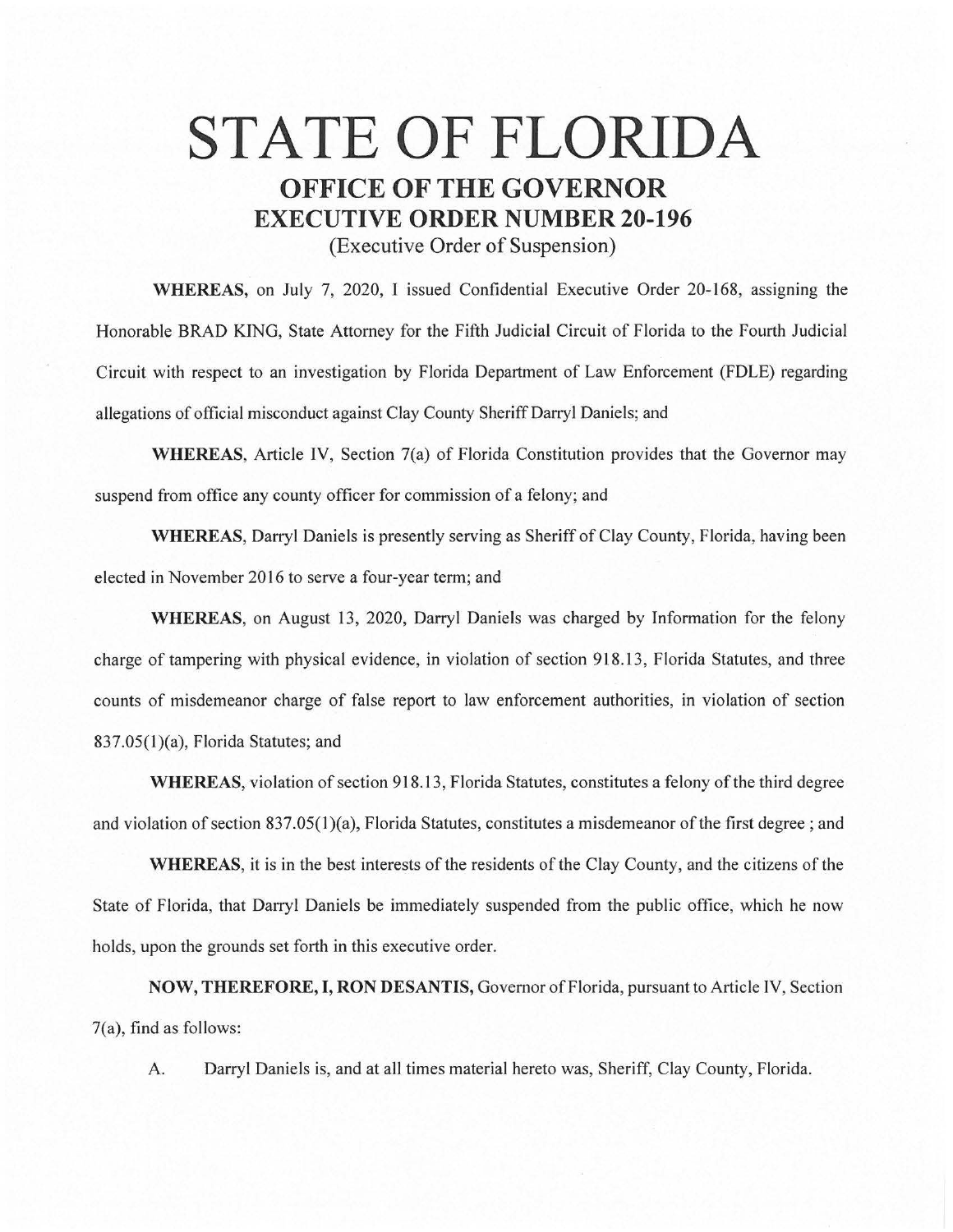# STATE OF FLORIDA

## OFFICE OF THE GOVERNOR

## EXECUTIVE ORDER NUMBER 20-196

(Executive Order of Suspension)

**WHEREAS,** on July 7, 2020, I issued Confidential Executive Order 20-168, assigning the Honorable BRAD KING, State Attorney for the Fifth Judicial Circuit of Florida to the Fourth Judicial Circuit with respect to an investigation by Florida Department of Law Enforcement (FDLE) regarding allegations of official misconduct against Clay County Sheriff Darryl Daniels; and

**WHEREAS,** Article IV, Section 7(a) of Florida Constitution provides that the Governor may suspend from office any county officer for commission of a felony; and

**WHEREAS,** Darryl Daniels is presently serving as Sheriff of Clay County, Florida, having been elected in November 2016 to serve a four-year term; and

**WHEREAS,** on August 13, 2020, Darryl Daniels was charged by Information for the felony charge of tampering with physical evidence, in violation of section 918.13, Florida Statutes, and three counts of misdemeanor charge of false report to law enforcement authorities, in violation of section 837.05(1)(a), Florida Statutes; and

**WHEREAS,** violation of section 918.13, Florida Statutes, constitutes a felony of the third degree and violation of section 837.05(1)(a), Florida Statutes, constitutes a misdemeanor of the first degree ; and

**WHEREAS,** it is in the best interests of the residents of the Clay County, and the citizens of the State of Florida, that Darryl Daniels be immediately suspended from the public office, which he now holds, upon the grounds set forth in this executive order.

**NOW, THEREFORE, I, RON DESANTIS,** Governor of Florida, pursuant to Article IV, Section 7(a), find as follows:

A. Darryl Daniels is, and at all times material hereto was, Sheriff, Clay County, Florida.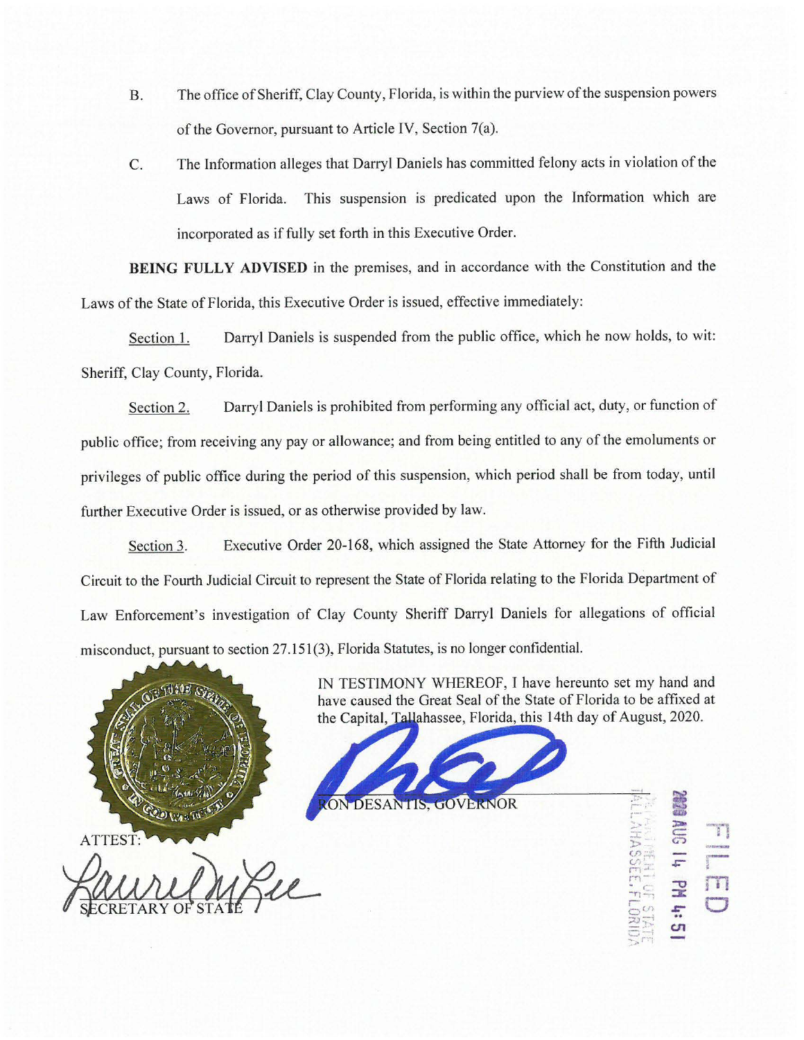B. The office of Sheriff, Clay County, Florida, is within the purview of the suspension powers of the Governor, pursuant to Article IV, Section 7(a).

C. The Information alleges that Darryl Daniels has committed felony acts in violation of the Laws of Florida. This suspension is predicated upon the Information which are incorporated as if fully set forth in this Executive Order.

**BEING FULLY ADVISED** in the premises, and in accordance with the Constitution and the Laws of the State of Florida, this Executive Order is issued, effective immediately:

Section 1. Darryl Daniels is suspended from the public office, which he now holds, to wit: Sheriff, Clay County, Florida.

Section 2. Darryl Daniels is prohibited from performing any official act, duty, or function of public office; from receiving any pay or allowance; and from being entitled to any of the emoluments or privileges of public office during the period of this suspension, which period shall be from today, until further Executive Order is issued, or as otherwise provided by law.

Section 3. Executive Order 20-168, which assigned the State Attorney for the Fifth Judicial Circuit to the Fourth Judicial Circuit to represent the State of Florida relating to the Florida Department of Law Enforcement's investigation of Clay County Sheriff Darryl Daniels for allegations of official misconduct, pursuant to section 27.151(3), Florida Statutes, is no longer confidential.

IN TESTIMONY WHEREOF, I have hereunto set my hand and have caused the Great Seal of the State of Florida to be affixed at the Capital, Tallahassee, Florida, this 14th day of August, 2020.

RON DESANTIS, GOVERNOR

ATTEST:

SECRETARY OF STATE

FILED

2020 AUG 14 PM 4:51

DEPARTMENT OF STATE
TALLAHASSEE, FLORIDA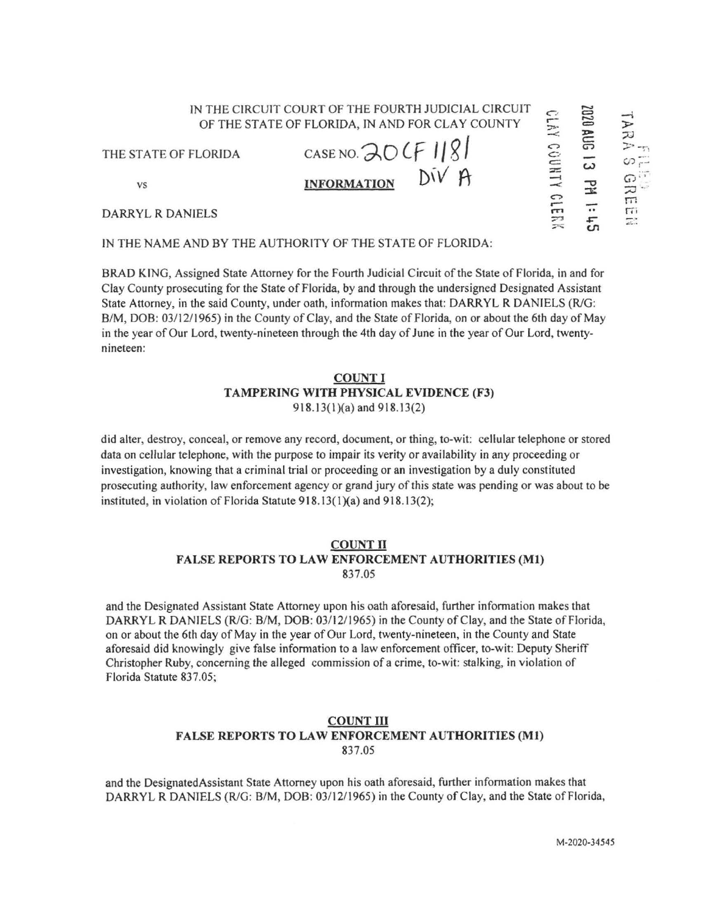IN THE CIRCUIT COURT OF THE FOURTH JUDICIAL CIRCUIT
OF THE STATE OF FLORIDA, IN AND FOR CLAY COUNTY

CLAY COUNTY CLERK 2020 AUG 13 PM 1:45 FILED TARA S GREEN

THE STATE OF FLORIDA CASE NO. 20CF 1181

vs **INFORMATION** DIV A

DARRYL R DANIELS

IN THE NAME AND BY THE AUTHORITY OF THE STATE OF FLORIDA:

BRAD KING, Assigned State Attorney for the Fourth Judicial Circuit of the State of Florida, in and for Clay County prosecuting for the State of Florida, by and through the undersigned Designated Assistant State Attorney, in the said County, under oath, information makes that: DARRYL R DANIELS (R/G: B/M, DOB: 03/12/1965) in the County of Clay, and the State of Florida, on or about the 6th day of May in the year of Our Lord, twenty-nineteen through the 4th day of June in the year of Our Lord, twenty-nineteen:

**COUNT I**
**TAMPERING WITH PHYSICAL EVIDENCE (F3)**
918.13(1)(a) and 918.13(2)

did alter, destroy, conceal, or remove any record, document, or thing, to-wit: cellular telephone or stored data on cellular telephone, with the purpose to impair its verity or availability in any proceeding or investigation, knowing that a criminal trial or proceeding or an investigation by a duly constituted prosecuting authority, law enforcement agency or grand jury of this state was pending or was about to be instituted, in violation of Florida Statute 918.13(1)(a) and 918.13(2);

**COUNT II**
**FALSE REPORTS TO LAW ENFORCEMENT AUTHORITIES (M1)**
837.05

and the Designated Assistant State Attorney upon his oath aforesaid, further information makes that DARRYL R DANIELS (R/G: B/M, DOB: 03/12/1965) in the County of Clay, and the State of Florida, on or about the 6th day of May in the year of Our Lord, twenty-nineteen, in the County and State aforesaid did knowingly give false information to a law enforcement officer, to-wit: Deputy Sheriff Christopher Ruby, concerning the alleged commission of a crime, to-wit: stalking, in violation of Florida Statute 837.05;

**COUNT III**
**FALSE REPORTS TO LAW ENFORCEMENT AUTHORITIES (M1)**
837.05

and the DesignatedAssistant State Attorney upon his oath aforesaid, further information makes that DARRYL R DANIELS (R/G: B/M, DOB: 03/12/1965) in the County of Clay, and the State of Florida,

M-2020-34545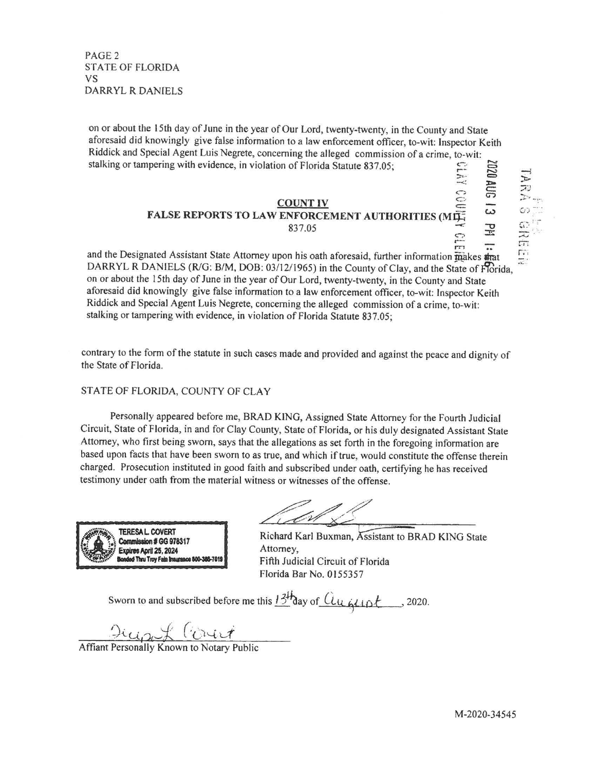PAGE 2
STATE OF FLORIDA
VS
DARRYL R DANIELS

on or about the 15th day of June in the year of Our Lord, twenty-twenty, in the County and State aforesaid did knowingly give false information to a law enforcement officer, to-wit: Inspector Keith Riddick and Special Agent Luis Negrete, concerning the alleged commission of a crime, to-wit: stalking or tampering with evidence, in violation of Florida Statute 837.05;

**COUNT IV**
**FALSE REPORTS TO LAW ENFORCEMENT AUTHORITIES (M1)**
837.05

and the Designated Assistant State Attorney upon his oath aforesaid, further information makes that DARRYL R DANIELS (R/G: B/M, DOB: 03/12/1965) in the County of Clay, and the State of Florida, on or about the 15th day of June in the year of Our Lord, twenty-twenty, in the County and State aforesaid did knowingly give false information to a law enforcement officer, to-wit: Inspector Keith Riddick and Special Agent Luis Negrete, concerning the alleged commission of a crime, to-wit: stalking or tampering with evidence, in violation of Florida Statute 837.05;

contrary to the form of the statute in such cases made and provided and against the peace and dignity of the State of Florida.

STATE OF FLORIDA, COUNTY OF CLAY

Personally appeared before me, BRAD KING, Assigned State Attorney for the Fourth Judicial Circuit, State of Florida, in and for Clay County, State of Florida, or his duly designated Assistant State Attorney, who first being sworn, says that the allegations as set forth in the foregoing information are based upon facts that have been sworn to as true, and which if true, would constitute the offense therein charged. Prosecution instituted in good faith and subscribed under oath, certifying he has received testimony under oath from the material witness or witnesses of the offense.

TERESA L. COVERT
Commission # GG 978317
Expires April 25, 2024
Bonded Thru Troy Fain Insurance 800-385-7019

Richard Karl Buxman, Assistant to BRAD KING State Attorney,
Fifth Judicial Circuit of Florida
Florida Bar No. 0155357

Sworn to and subscribed before me this 13th day of August, 2020.

Affiant Personally Known to Notary Public

CLAY COUNTY CLERK
2020 AUG 13 PM 1:
TARA S GREEN

M-2020-34545